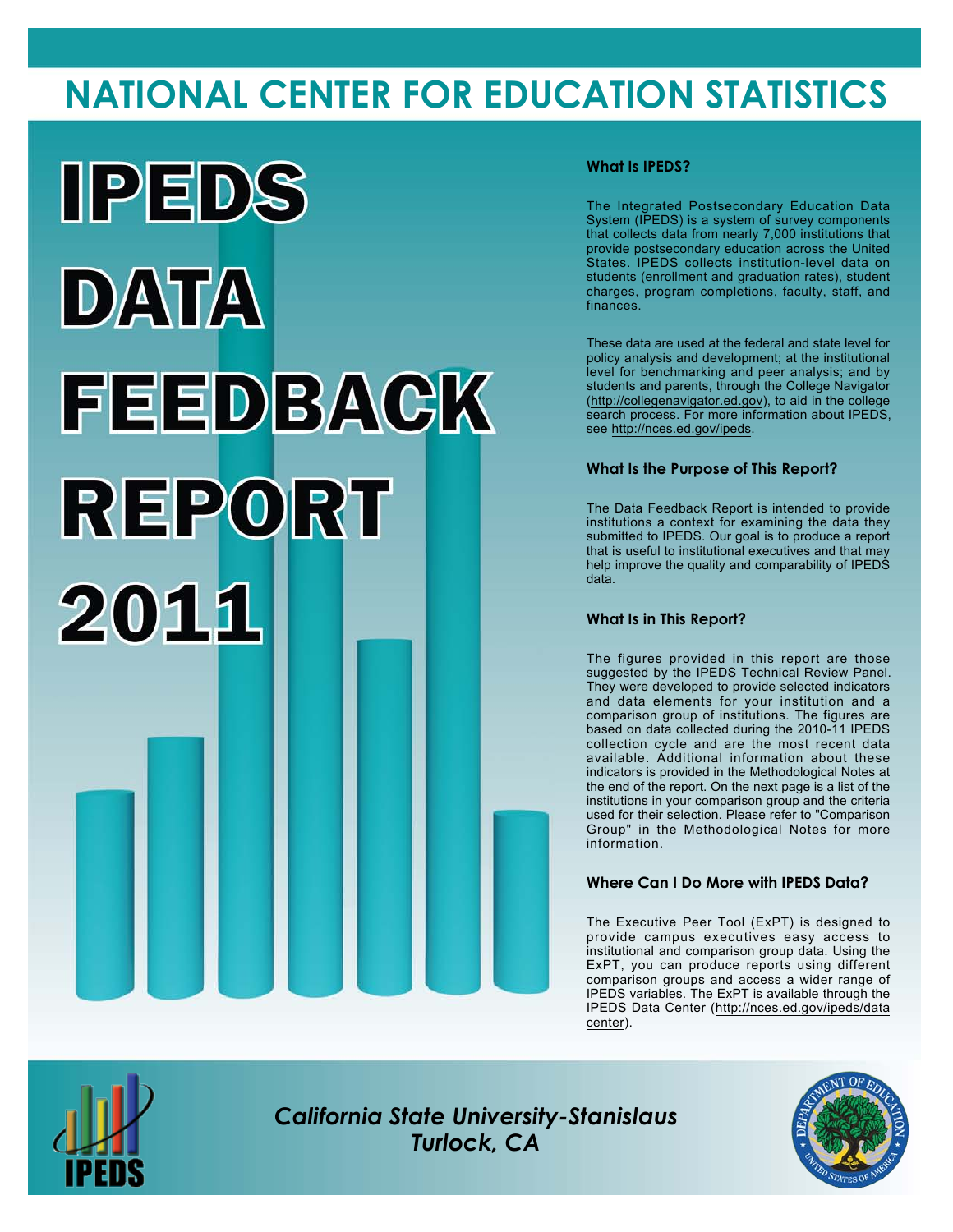# NATIONAL CENTER FOR EDUCATION STATISTICS

# IPEDS DATA FEEDBACK REPORT 2011

### What Is IPEDS?

The Integrated Postsecondary Education Data System (IPEDS) is a system of survey components that collects data from nearly 7,000 institutions that provide postsecondary education across the United States. IPEDS collects institution-level data on students (enrollment and graduation rates), student charges, program completions, faculty, staff, and finances.

These data are used at the federal and state level for policy analysis and development; at the institutional level for benchmarking and peer analysis; and by students and parents, through the College Navigator (http://collegenavigator.ed.gov), to aid in the college search process. For more information about IPEDS, see http://nces.ed.gov/ipeds.

### What Is the Purpose of This Report?

The Data Feedback Report is intended to provide institutions a context for examining the data they submitted to IPEDS. Our goal is to produce a report that is useful to institutional executives and that may help improve the quality and comparability of IPEDS data.

### What Is in This Report?

The figures provided in this report are those suggested by the IPEDS Technical Review Panel. They were developed to provide selected indicators and data elements for your institution and a comparison group of institutions. The figures are based on data collected during the 2010-11 IPEDS collection cycle and are the most recent data available. Additional information about these indicators is provided in the Methodological Notes at the end of the report. On the next page is a list of the institutions in your comparison group and the criteria used for their selection. Please refer to "Comparison Group" in the Methodological Notes for more information.

### Where Can I Do More with IPEDS Data?

The Executive Peer Tool (ExPT) is designed to provide campus executives easy access to institutional and comparison group data. Using the ExPT, you can produce reports using different comparison groups and access a wider range of IPEDS variables. The ExPT is available through the IPEDS Data Center (http://nces.ed.gov/ipeds/datacenter).

*California State University-Stanislaus*
*Turlock, CA*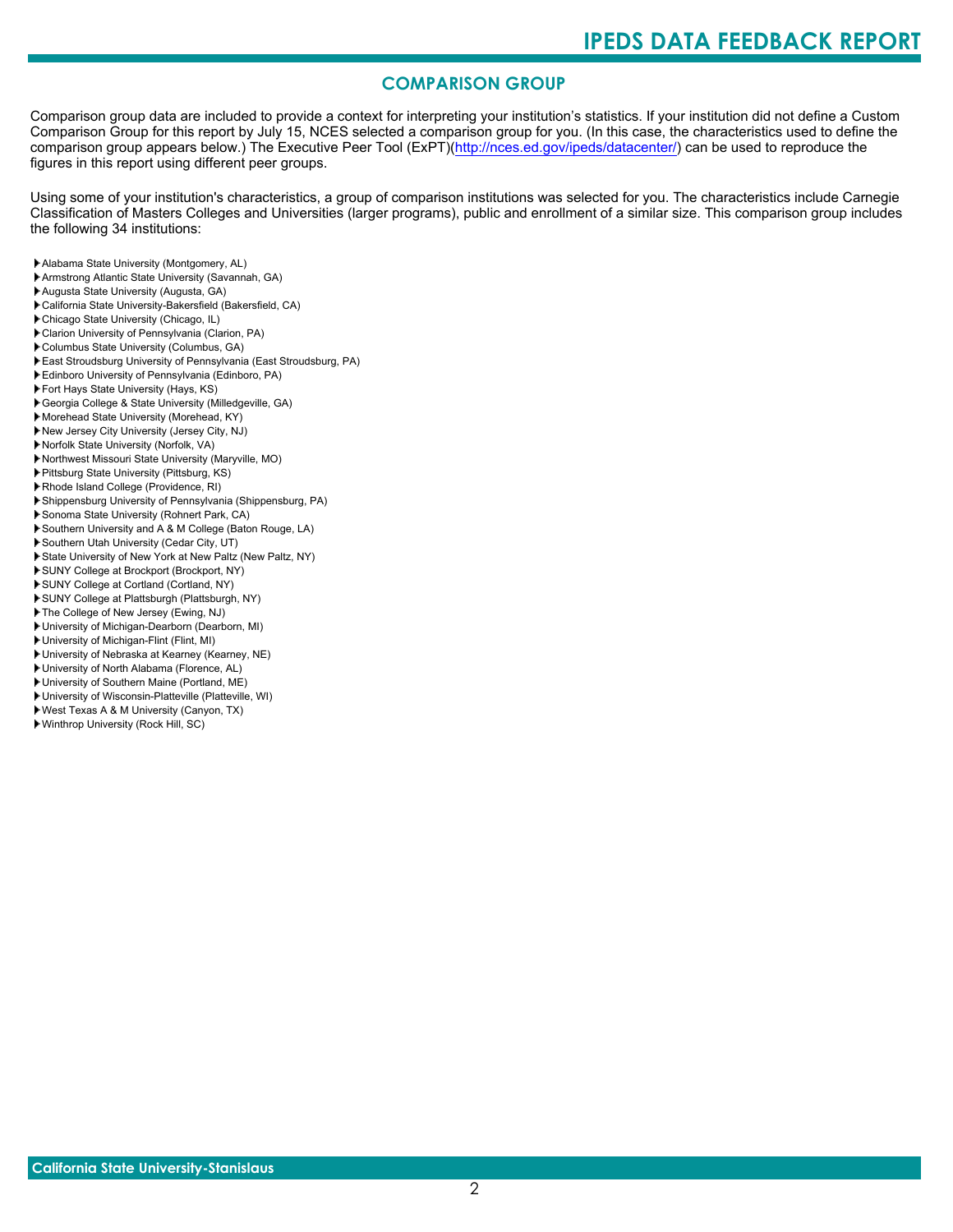## COMPARISON GROUP

Comparison group data are included to provide a context for interpreting your institution's statistics. If your institution did not define a Custom Comparison Group for this report by July 15, NCES selected a comparison group for you. (In this case, the characteristics used to define the comparison group appears below.) The Executive Peer Tool (ExPT)(http://nces.ed.gov/ipeds/datacenter/) can be used to reproduce the figures in this report using different peer groups.

Using some of your institution's characteristics, a group of comparison institutions was selected for you. The characteristics include Carnegie Classification of Masters Colleges and Universities (larger programs), public and enrollment of a similar size. This comparison group includes the following 34 institutions:

- Alabama State University (Montgomery, AL)
- Armstrong Atlantic State University (Savannah, GA)
- Augusta State University (Augusta, GA)
- California State University-Bakersfield (Bakersfield, CA)
- Chicago State University (Chicago, IL)
- Clarion University of Pennsylvania (Clarion, PA)
- Columbus State University (Columbus, GA)
- East Stroudsburg University of Pennsylvania (East Stroudsburg, PA)
- Edinboro University of Pennsylvania (Edinboro, PA)
- Fort Hays State University (Hays, KS)
- Georgia College & State University (Milledgeville, GA)
- Morehead State University (Morehead, KY)
- New Jersey City University (Jersey City, NJ)
- Norfolk State University (Norfolk, VA)
- Northwest Missouri State University (Maryville, MO)
- Pittsburg State University (Pittsburg, KS)
- Rhode Island College (Providence, RI)
- Shippensburg University of Pennsylvania (Shippensburg, PA)
- Sonoma State University (Rohnert Park, CA)
- Southern University and A & M College (Baton Rouge, LA)
- Southern Utah University (Cedar City, UT)
- State University of New York at New Paltz (New Paltz, NY)
- SUNY College at Brockport (Brockport, NY)
- SUNY College at Cortland (Cortland, NY)
- SUNY College at Plattsburgh (Plattsburgh, NY)
- The College of New Jersey (Ewing, NJ)
- University of Michigan-Dearborn (Dearborn, MI)
- University of Michigan-Flint (Flint, MI)
- University of Nebraska at Kearney (Kearney, NE)
- University of North Alabama (Florence, AL)
- University of Southern Maine (Portland, ME)
- University of Wisconsin-Platteville (Platteville, WI)
- West Texas A & M University (Canyon, TX)
- Winthrop University (Rock Hill, SC)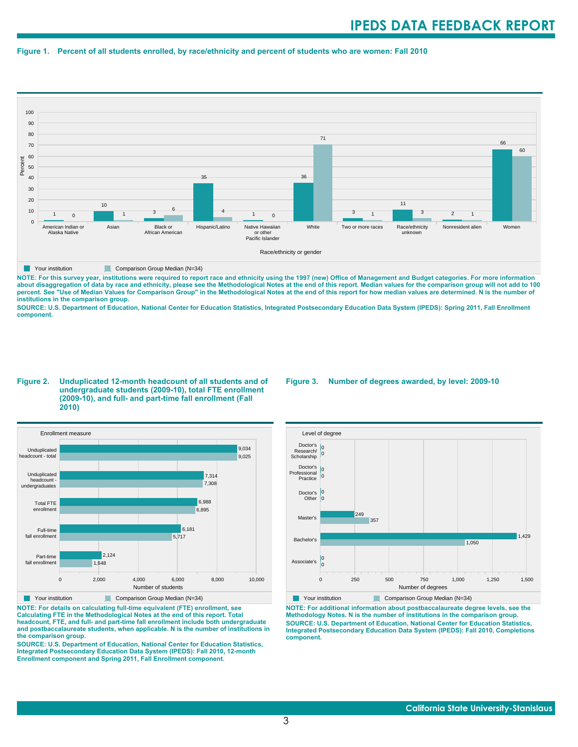**Figure 1. Percent of all students enrolled, by race/ethnicity and percent of students who are women: Fall 2010**

| Race/ethnicity or gender | Your institution | Comparison Group Median (N=34) |
|---|---|---|
| American Indian or Alaska Native | 1 | 0 |
| Asian | 10 | 1 |
| Black or African American | 3 | 6 |
| Hispanic/Latino | 35 | 4 |
| Native Hawaiian or other Pacific Islander | 1 | 0 |
| White | 36 | 71 |
| Two or more races | 3 | 1 |
| Race/ethnicity unknown | 11 | 3 |
| Nonresident alien | 2 | 1 |
| Women | 66 | 60 |

**NOTE: For this survey year, institutions were required to report race and ethnicity using the 1997 (new) Office of Management and Budget categories. For more information about disaggregation of data by race and ethnicity, please see the Methodological Notes at the end of this report. Median values for the comparison group will not add to 100 percent. See "Use of Median Values for Comparison Group" in the Methodological Notes at the end of this report for how median values are determined. N is the number of institutions in the comparison group.**

**SOURCE: U.S. Department of Education, National Center for Education Statistics, Integrated Postsecondary Education Data System (IPEDS): Spring 2011, Fall Enrollment component.**

**Figure 2. Unduplicated 12-month headcount of all students and of undergraduate students (2009-10), total FTE enrollment (2009-10), and full- and part-time fall enrollment (Fall 2010)**

| Enrollment measure | Your institution | Comparison Group Median (N=34) |
|---|---|---|
| Unduplicated headcount - total | 9,034 | 9,025 |
| Unduplicated headcount - undergraduates | 7,314 | 7,308 |
| Total FTE enrollment | 6,988 | 6,895 |
| Full-time fall enrollment | 6,181 | 5,717 |
| Part-time fall enrollment | 2,124 | 1,648 |

**NOTE: For details on calculating full-time equivalent (FTE) enrollment, see Calculating FTE in the Methodological Notes at the end of this report. Total headcount, FTE, and full- and part-time fall enrollment include both undergraduate and postbaccalaureate students, when applicable. N is the number of institutions in the comparison group.**

**SOURCE: U.S. Department of Education, National Center for Education Statistics, Integrated Postsecondary Education Data System (IPEDS): Fall 2010, 12-month Enrollment component and Spring 2011, Fall Enrollment component.**

**Figure 3. Number of degrees awarded, by level: 2009-10**

| Level of degree | Your institution | Comparison Group Median (N=34) |
|---|---|---|
| Doctor's Research/ Scholarship | 0 | 0 |
| Doctor's Professional Practice | 0 | 0 |
| Doctor's Other | 0 | 0 |
| Master's | 249 | 357 |
| Bachelor's | 1,429 | 1,050 |
| Associate's | 0 | 0 |

**NOTE: For additional information about postbaccalaureate degree levels, see the Methodology Notes. N is the number of institutions in the comparison group.**

**SOURCE: U.S. Department of Education, National Center for Education Statistics, Integrated Postsecondary Education Data System (IPEDS): Fall 2010, Completions component.**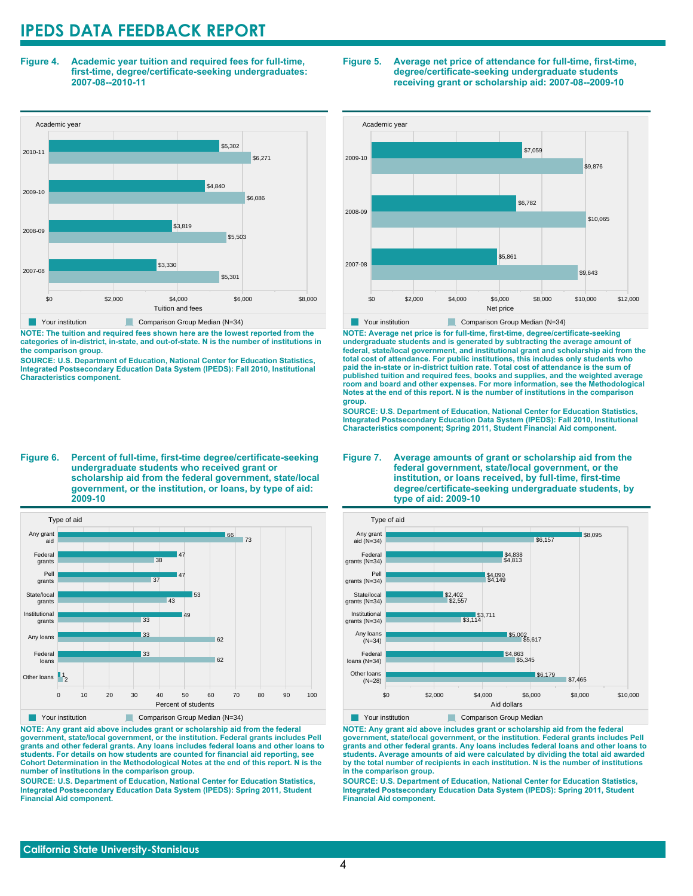# IPEDS DATA FEEDBACK REPORT

**Figure 4. Academic year tuition and required fees for full-time, first-time, degree/certificate-seeking undergraduates: 2007-08--2010-11**

| Academic year | Your institution | Comparison Group Median (N=34) |
|---|---|---|
| 2010-11 | $5,302 | $6,271 |
| 2009-10 | $4,840 | $6,086 |
| 2008-09 | $3,819 | $5,503 |
| 2007-08 | $3,330 | $5,301 |

**NOTE: The tuition and required fees shown here are the lowest reported from the categories of in-district, in-state, and out-of-state. N is the number of institutions in the comparison group.**

**SOURCE: U.S. Department of Education, National Center for Education Statistics, Integrated Postsecondary Education Data System (IPEDS): Fall 2010, Institutional Characteristics component.**

**Figure 5. Average net price of attendance for full-time, first-time, degree/certificate-seeking undergraduate students receiving grant or scholarship aid: 2007-08--2009-10**

| Academic year | Your institution | Comparison Group Median (N=34) |
|---|---|---|
| 2009-10 | $7,059 | $9,876 |
| 2008-09 | $6,782 | $10,065 |
| 2007-08 | $5,861 | $9,643 |

**NOTE: Average net price is for full-time, first-time, degree/certificate-seeking undergraduate students and is generated by subtracting the average amount of federal, state/local government, and institutional grant and scholarship aid from the total cost of attendance. For public institutions, this includes only students who paid the in-state or in-district tuition rate. Total cost of attendance is the sum of published tuition and required fees, books and supplies, and the weighted average room and board and other expenses. For more information, see the Methodological Notes at the end of this report. N is the number of institutions in the comparison group.**

**SOURCE: U.S. Department of Education, National Center for Education Statistics, Integrated Postsecondary Education Data System (IPEDS): Fall 2010, Institutional Characteristics component; Spring 2011, Student Financial Aid component.**

**Figure 6. Percent of full-time, first-time degree/certificate-seeking undergraduate students who received grant or scholarship aid from the federal government, state/local government, or the institution, or loans, by type of aid: 2009-10**

| Type of aid | Your institution | Comparison Group Median (N=34) |
|---|---|---|
| Any grant aid | 66 | 73 |
| Federal grants | 47 | 38 |
| Pell grants | 47 | 37 |
| State/local grants | 53 | 43 |
| Institutional grants | 49 | 33 |
| Any loans | 33 | 62 |
| Federal loans | 33 | 62 |
| Other loans | 1 | 2 |

**NOTE: Any grant aid above includes grant or scholarship aid from the federal government, state/local government, or the institution. Federal grants includes Pell grants and other federal grants. Any loans includes federal loans and other loans to students. For details on how students are counted for financial aid reporting, see Cohort Determination in the Methodological Notes at the end of this report. N is the number of institutions in the comparison group.**

**SOURCE: U.S. Department of Education, National Center for Education Statistics, Integrated Postsecondary Education Data System (IPEDS): Spring 2011, Student Financial Aid component.**

**Figure 7. Average amounts of grant or scholarship aid from the federal government, state/local government, or the institution, or loans received, by full-time, first-time degree/certificate-seeking undergraduate students, by type of aid: 2009-10**

| Type of aid | Your institution | Comparison Group Median |
|---|---|---|
| Any grant aid (N=34) | $8,095 | $6,157 |
| Federal grants (N=34) | $4,838 | $4,813 |
| Pell grants (N=34) | $4,090 | $4,149 |
| State/local grants (N=34) | $2,402 | $2,557 |
| Institutional grants (N=34) | $3,711 | $3,114 |
| Any loans (N=34) | $5,002 | $5,617 |
| Federal loans (N=34) | $4,863 | $5,345 |
| Other loans (N=28) | $6,179 | $7,465 |

**NOTE: Any grant aid above includes grant or scholarship aid from the federal government, state/local government, or the institution. Federal grants includes Pell grants and other federal grants. Any loans includes federal loans and other loans to students. Average amounts of aid were calculated by dividing the total aid awarded by the total number of recipients in each institution. N is the number of institutions in the comparison group.**

**SOURCE: U.S. Department of Education, National Center for Education Statistics, Integrated Postsecondary Education Data System (IPEDS): Spring 2011, Student Financial Aid component.**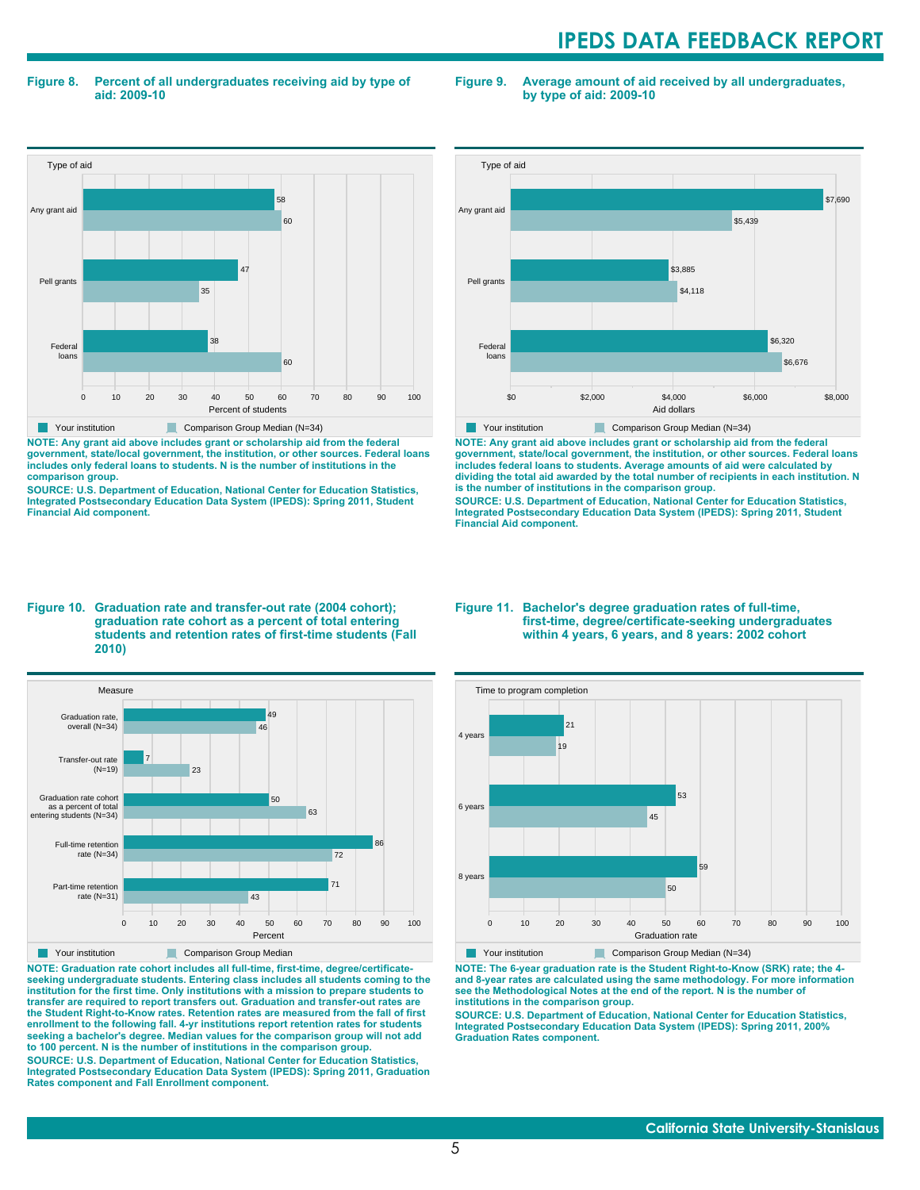## Figure 8. Percent of all undergraduates receiving aid by type of aid: 2009-10

| Type of aid | Your institution | Comparison Group Median (N=34) |
|---|---|---|
| Any grant aid | 58 | 60 |
| Pell grants | 47 | 35 |
| Federal loans | 38 | 60 |

Percent of students

**NOTE: Any grant aid above includes grant or scholarship aid from the federal government, state/local government, the institution, or other sources. Federal loans includes only federal loans to students. N is the number of institutions in the comparison group.**

**SOURCE: U.S. Department of Education, National Center for Education Statistics, Integrated Postsecondary Education Data System (IPEDS): Spring 2011, Student Financial Aid component.**

## Figure 9. Average amount of aid received by all undergraduates, by type of aid: 2009-10

| Type of aid | Your institution | Comparison Group Median (N=34) |
|---|---|---|
| Any grant aid | $7,690 | $5,439 |
| Pell grants | $3,885 | $4,118 |
| Federal loans | $6,320 | $6,676 |

Aid dollars

**NOTE: Any grant aid above includes grant or scholarship aid from the federal government, state/local government, the institution, or other sources. Federal loans includes federal loans to students. Average amounts of aid were calculated by dividing the total aid awarded by the total number of recipients in each institution. N is the number of institutions in the comparison group.**

**SOURCE: U.S. Department of Education, National Center for Education Statistics, Integrated Postsecondary Education Data System (IPEDS): Spring 2011, Student Financial Aid component.**

## Figure 10. Graduation rate and transfer-out rate (2004 cohort); graduation rate cohort as a percent of total entering students and retention rates of first-time students (Fall 2010)

| Measure | Your institution | Comparison Group Median |
|---|---|---|
| Graduation rate, overall (N=34) | 49 | 46 |
| Transfer-out rate (N=19) | 7 | 23 |
| Graduation rate cohort as a percent of total entering students (N=34) | 50 | 63 |
| Full-time retention rate (N=34) | 86 | 72 |
| Part-time retention rate (N=31) | 71 | 43 |

Percent

**NOTE: Graduation rate cohort includes all full-time, first-time, degree/certificate-seeking undergraduate students. Entering class includes all students coming to the institution for the first time. Only institutions with a mission to prepare students to transfer are required to report transfers out. Graduation and transfer-out rates are the Student Right-to-Know rates. Retention rates are measured from the fall of first enrollment to the following fall. 4-yr institutions report retention rates for students seeking a bachelor's degree. Median values for the comparison group will not add to 100 percent. N is the number of institutions in the comparison group.**

**SOURCE: U.S. Department of Education, National Center for Education Statistics, Integrated Postsecondary Education Data System (IPEDS): Spring 2011, Graduation Rates component and Fall Enrollment component.**

## Figure 11. Bachelor's degree graduation rates of full-time, first-time, degree/certificate-seeking undergraduates within 4 years, 6 years, and 8 years: 2002 cohort

| Time to program completion | Your institution | Comparison Group Median (N=34) |
|---|---|---|
| 4 years | 21 | 19 |
| 6 years | 53 | 45 |
| 8 years | 59 | 50 |

Graduation rate

**NOTE: The 6-year graduation rate is the Student Right-to-Know (SRK) rate; the 4- and 8-year rates are calculated using the same methodology. For more information see the Methodological Notes at the end of the report. N is the number of institutions in the comparison group.**

**SOURCE: U.S. Department of Education, National Center for Education Statistics, Integrated Postsecondary Education Data System (IPEDS): Spring 2011, 200% Graduation Rates component.**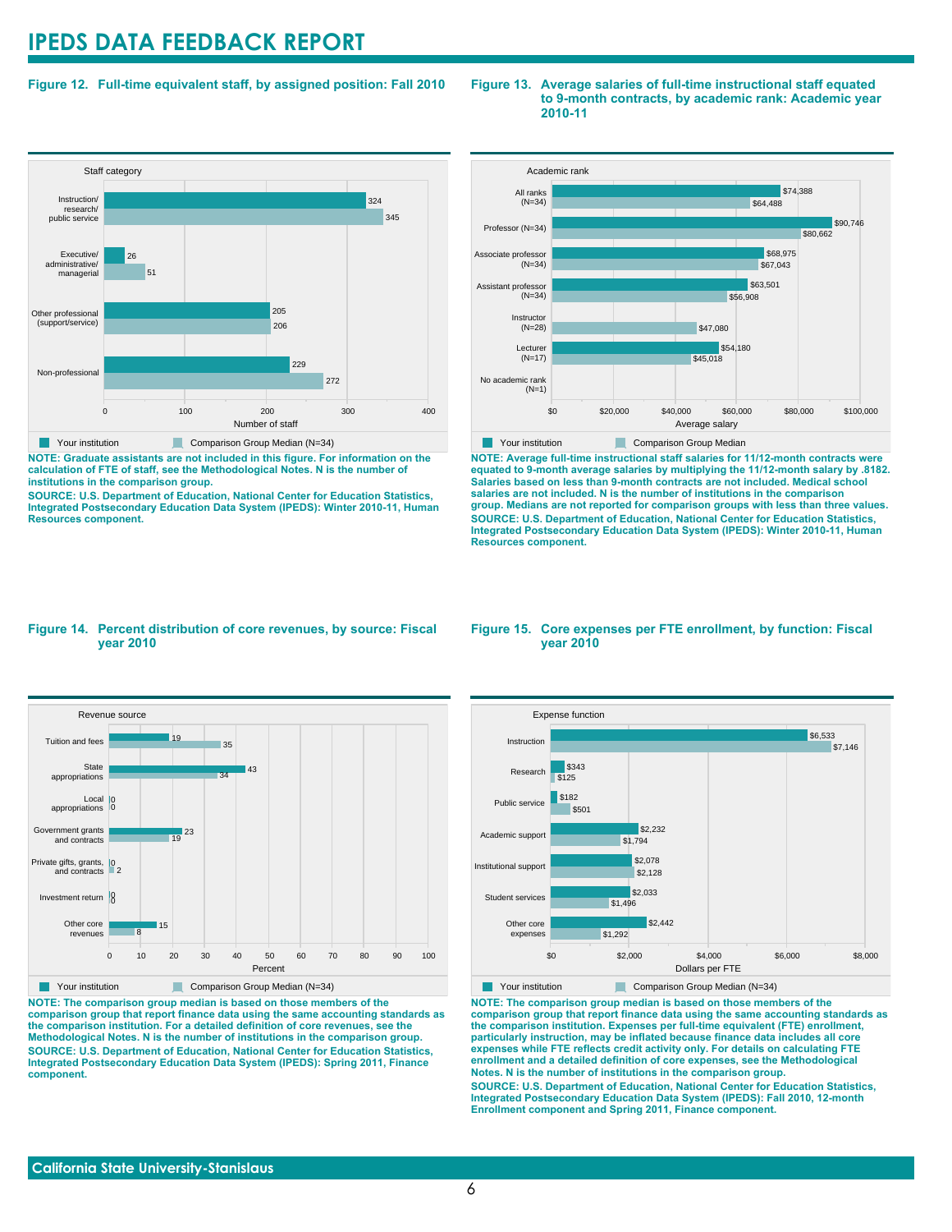# IPEDS DATA FEEDBACK REPORT

**Figure 12. Full-time equivalent staff, by assigned position: Fall 2010**

| Staff category | Your institution | Comparison Group Median (N=34) |
|---|---|---|
| Instruction/ research/ public service | 324 | 345 |
| Executive/ administrative/ managerial | 26 | 51 |
| Other professional (support/service) | 205 | 206 |
| Non-professional | 229 | 272 |

**NOTE: Graduate assistants are not included in this figure. For information on the calculation of FTE of staff, see the Methodological Notes. N is the number of institutions in the comparison group.**

**SOURCE: U.S. Department of Education, National Center for Education Statistics, Integrated Postsecondary Education Data System (IPEDS): Winter 2010-11, Human Resources component.**

**Figure 13. Average salaries of full-time instructional staff equated to 9-month contracts, by academic rank: Academic year 2010-11**

| Academic rank | Your institution | Comparison Group Median |
|---|---|---|
| All ranks (N=34) | $74,388 | $64,488 |
| Professor (N=34) | $90,746 | $80,662 |
| Associate professor (N=34) | $68,975 | $67,043 |
| Assistant professor (N=34) | $63,501 | $56,908 |
| Instructor (N=28) | | $47,080 |
| Lecturer (N=17) | $54,180 | $45,018 |
| No academic rank (N=1) | | |

**NOTE: Average full-time instructional staff salaries for 11/12-month contracts were equated to 9-month average salaries by multiplying the 11/12-month salary by .8182. Salaries based on less than 9-month contracts are not included. Medical school salaries are not included. N is the number of institutions in the comparison group. Medians are not reported for comparison groups with less than three values.**

**SOURCE: U.S. Department of Education, National Center for Education Statistics, Integrated Postsecondary Education Data System (IPEDS): Winter 2010-11, Human Resources component.**

**Figure 14. Percent distribution of core revenues, by source: Fiscal year 2010**

| Revenue source | Your institution | Comparison Group Median (N=34) |
|---|---|---|
| Tuition and fees | 19 | 35 |
| State appropriations | 43 | 34 |
| Local appropriations | 0 | 0 |
| Government grants and contracts | 23 | 19 |
| Private gifts, grants, and contracts | 0 | 2 |
| Investment return | 0 | 0 |
| Other core revenues | 15 | 8 |

**NOTE: The comparison group median is based on those members of the comparison group that report finance data using the same accounting standards as the comparison institution. For a detailed definition of core revenues, see the Methodological Notes. N is the number of institutions in the comparison group.**

**SOURCE: U.S. Department of Education, National Center for Education Statistics, Integrated Postsecondary Education Data System (IPEDS): Spring 2011, Finance component.**

**Figure 15. Core expenses per FTE enrollment, by function: Fiscal year 2010**

| Expense function | Your institution | Comparison Group Median (N=34) |
|---|---|---|
| Instruction | $6,533 | $7,146 |
| Research | $343 | $125 |
| Public service | $182 | $501 |
| Academic support | $2,232 | $1,794 |
| Institutional support | $2,078 | $2,128 |
| Student services | $2,033 | $1,496 |
| Other core expenses | $2,442 | $1,292 |

**NOTE: The comparison group median is based on those members of the comparison group that report finance data using the same accounting standards as the comparison institution. Expenses per full-time equivalent (FTE) enrollment, particularly instruction, may be inflated because finance data includes all core expenses while FTE reflects credit activity only. For details on calculating FTE enrollment and a detailed definition of core expenses, see the Methodological Notes. N is the number of institutions in the comparison group.**

**SOURCE: U.S. Department of Education, National Center for Education Statistics, Integrated Postsecondary Education Data System (IPEDS): Fall 2010, 12-month Enrollment component and Spring 2011, Finance component.**

California State University-Stanislaus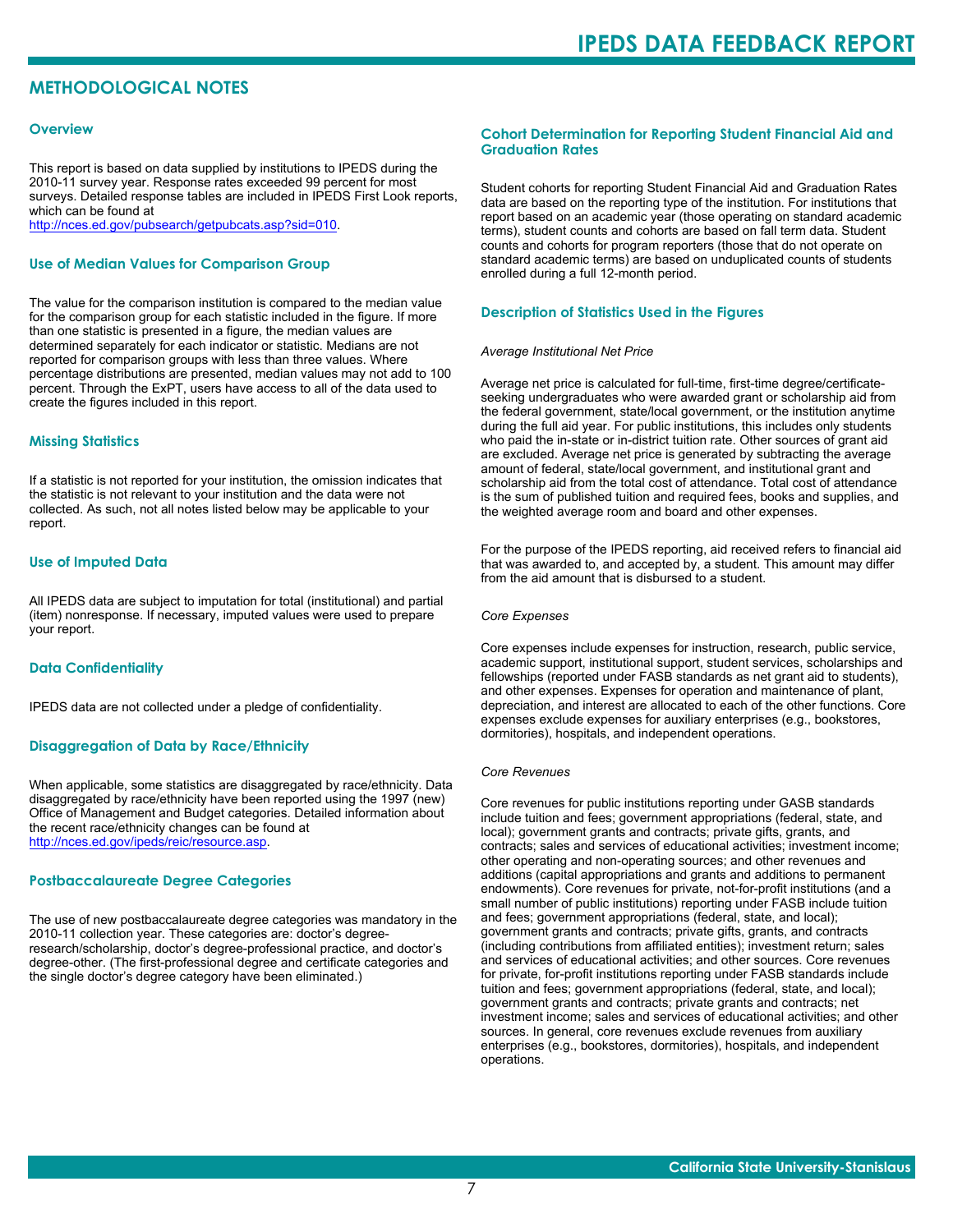## METHODOLOGICAL NOTES

### Overview

This report is based on data supplied by institutions to IPEDS during the 2010-11 survey year. Response rates exceeded 99 percent for most surveys. Detailed response tables are included in IPEDS First Look reports, which can be found at http://nces.ed.gov/pubsearch/getpubcats.asp?sid=010.

### Use of Median Values for Comparison Group

The value for the comparison institution is compared to the median value for the comparison group for each statistic included in the figure. If more than one statistic is presented in a figure, the median values are determined separately for each indicator or statistic. Medians are not reported for comparison groups with less than three values. Where percentage distributions are presented, median values may not add to 100 percent. Through the ExPT, users have access to all of the data used to create the figures included in this report.

### Missing Statistics

If a statistic is not reported for your institution, the omission indicates that the statistic is not relevant to your institution and the data were not collected. As such, not all notes listed below may be applicable to your report.

### Use of Imputed Data

All IPEDS data are subject to imputation for total (institutional) and partial (item) nonresponse. If necessary, imputed values were used to prepare your report.

### Data Confidentiality

IPEDS data are not collected under a pledge of confidentiality.

### Disaggregation of Data by Race/Ethnicity

When applicable, some statistics are disaggregated by race/ethnicity. Data disaggregated by race/ethnicity have been reported using the 1997 (new) Office of Management and Budget categories. Detailed information about the recent race/ethnicity changes can be found at http://nces.ed.gov/ipeds/reic/resource.asp.

### Postbaccalaureate Degree Categories

The use of new postbaccalaureate degree categories was mandatory in the 2010-11 collection year. These categories are: doctor's degree-research/scholarship, doctor's degree-professional practice, and doctor's degree-other. (The first-professional degree and certificate categories and the single doctor's degree category have been eliminated.)

### Cohort Determination for Reporting Student Financial Aid and Graduation Rates

Student cohorts for reporting Student Financial Aid and Graduation Rates data are based on the reporting type of the institution. For institutions that report based on an academic year (those operating on standard academic terms), student counts and cohorts are based on fall term data. Student counts and cohorts for program reporters (those that do not operate on standard academic terms) are based on unduplicated counts of students enrolled during a full 12-month period.

### Description of Statistics Used in the Figures

*Average Institutional Net Price*

Average net price is calculated for full-time, first-time degree/certificate-seeking undergraduates who were awarded grant or scholarship aid from the federal government, state/local government, or the institution anytime during the full aid year. For public institutions, this includes only students who paid the in-state or in-district tuition rate. Other sources of grant aid are excluded. Average net price is generated by subtracting the average amount of federal, state/local government, and institutional grant and scholarship aid from the total cost of attendance. Total cost of attendance is the sum of published tuition and required fees, books and supplies, and the weighted average room and board and other expenses.

For the purpose of the IPEDS reporting, aid received refers to financial aid that was awarded to, and accepted by, a student. This amount may differ from the aid amount that is disbursed to a student.

*Core Expenses*

Core expenses include expenses for instruction, research, public service, academic support, institutional support, student services, scholarships and fellowships (reported under FASB standards as net grant aid to students), and other expenses. Expenses for operation and maintenance of plant, depreciation, and interest are allocated to each of the other functions. Core expenses exclude expenses for auxiliary enterprises (e.g., bookstores, dormitories), hospitals, and independent operations.

*Core Revenues*

Core revenues for public institutions reporting under GASB standards include tuition and fees; government appropriations (federal, state, and local); government grants and contracts; private gifts, grants, and contracts; sales and services of educational activities; investment income; other operating and non-operating sources; and other revenues and additions (capital appropriations and grants and additions to permanent endowments). Core revenues for private, not-for-profit institutions (and a small number of public institutions) reporting under FASB include tuition and fees; government appropriations (federal, state, and local); government grants and contracts; private gifts, grants, and contracts (including contributions from affiliated entities); investment return; sales and services of educational activities; and other sources. Core revenues for private, for-profit institutions reporting under FASB standards include tuition and fees; government appropriations (federal, state, and local); government grants and contracts; private grants and contracts; net investment income; sales and services of educational activities; and other sources. In general, core revenues exclude revenues from auxiliary enterprises (e.g., bookstores, dormitories), hospitals, and independent operations.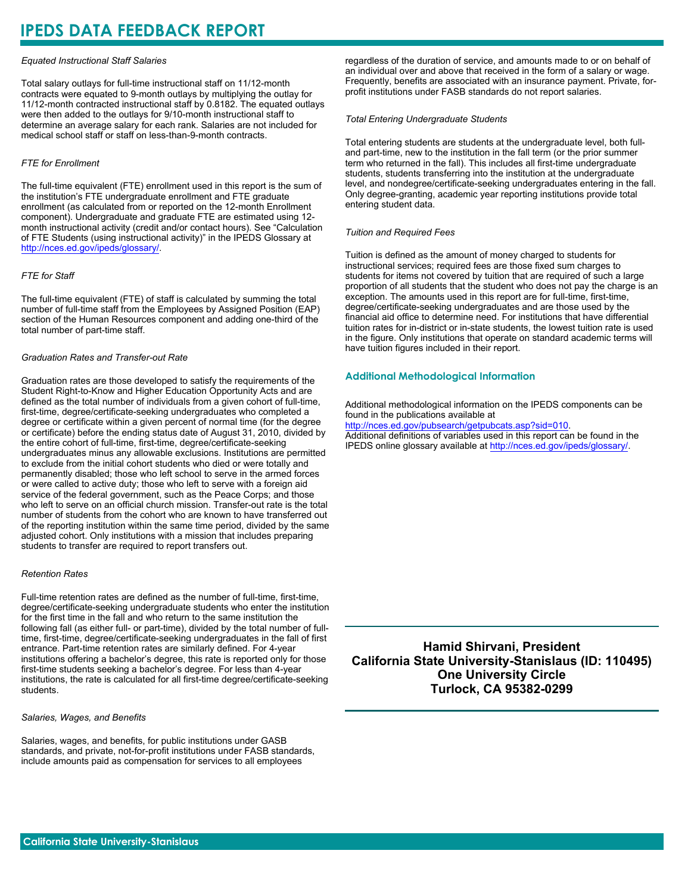*Equated Instructional Staff Salaries*

Total salary outlays for full-time instructional staff on 11/12-month contracts were equated to 9-month outlays by multiplying the outlay for 11/12-month contracted instructional staff by 0.8182. The equated outlays were then added to the outlays for 9/10-month instructional staff to determine an average salary for each rank. Salaries are not included for medical school staff or staff on less-than-9-month contracts.

*FTE for Enrollment*

The full-time equivalent (FTE) enrollment used in this report is the sum of the institution's FTE undergraduate enrollment and FTE graduate enrollment (as calculated from or reported on the 12-month Enrollment component). Undergraduate and graduate FTE are estimated using 12-month instructional activity (credit and/or contact hours). See "Calculation of FTE Students (using instructional activity)" in the IPEDS Glossary at http://nces.ed.gov/ipeds/glossary/.

*FTE for Staff*

The full-time equivalent (FTE) of staff is calculated by summing the total number of full-time staff from the Employees by Assigned Position (EAP) section of the Human Resources component and adding one-third of the total number of part-time staff.

*Graduation Rates and Transfer-out Rate*

Graduation rates are those developed to satisfy the requirements of the Student Right-to-Know and Higher Education Opportunity Acts and are defined as the total number of individuals from a given cohort of full-time, first-time, degree/certificate-seeking undergraduates who completed a degree or certificate within a given percent of normal time (for the degree or certificate) before the ending status date of August 31, 2010, divided by the entire cohort of full-time, first-time, degree/certificate-seeking undergraduates minus any allowable exclusions. Institutions are permitted to exclude from the initial cohort students who died or were totally and permanently disabled; those who left school to serve in the armed forces or were called to active duty; those who left to serve with a foreign aid service of the federal government, such as the Peace Corps; and those who left to serve on an official church mission. Transfer-out rate is the total number of students from the cohort who are known to have transferred out of the reporting institution within the same time period, divided by the same adjusted cohort. Only institutions with a mission that includes preparing students to transfer are required to report transfers out.

*Retention Rates*

Full-time retention rates are defined as the number of full-time, first-time, degree/certificate-seeking undergraduate students who enter the institution for the first time in the fall and who return to the same institution the following fall (as either full- or part-time), divided by the total number of full-time, first-time, degree/certificate-seeking undergraduates in the fall of first entrance. Part-time retention rates are similarly defined. For 4-year institutions offering a bachelor's degree, this rate is reported only for those first-time students seeking a bachelor's degree. For less than 4-year institutions, the rate is calculated for all first-time degree/certificate-seeking students.

*Salaries, Wages, and Benefits*

Salaries, wages, and benefits, for public institutions under GASB standards, and private, not-for-profit institutions under FASB standards, include amounts paid as compensation for services to all employees regardless of the duration of service, and amounts made to or on behalf of an individual over and above that received in the form of a salary or wage. Frequently, benefits are associated with an insurance payment. Private, for-profit institutions under FASB standards do not report salaries.

*Total Entering Undergraduate Students*

Total entering students are students at the undergraduate level, both full- and part-time, new to the institution in the fall term (or the prior summer term who returned in the fall). This includes all first-time undergraduate students, students transferring into the institution at the undergraduate level, and nondegree/certificate-seeking undergraduates entering in the fall. Only degree-granting, academic year reporting institutions provide total entering student data.

*Tuition and Required Fees*

Tuition is defined as the amount of money charged to students for instructional services; required fees are those fixed sum charges to students for items not covered by tuition that are required of such a large proportion of all students that the student who does not pay the charge is an exception. The amounts used in this report are for full-time, first-time, degree/certificate-seeking undergraduates and are those used by the financial aid office to determine need. For institutions that have differential tuition rates for in-district or in-state students, the lowest tuition rate is used in the figure. Only institutions that operate on standard academic terms will have tuition figures included in their report.

## Additional Methodological Information

Additional methodological information on the IPEDS components can be found in the publications available at http://nces.ed.gov/pubsearch/getpubcats.asp?sid=010.
Additional definitions of variables used in this report can be found in the IPEDS online glossary available at http://nces.ed.gov/ipeds/glossary/.

**Hamid Shirvani, President**
**California State University-Stanislaus (ID: 110495)**
**One University Circle**
**Turlock, CA 95382-0299**